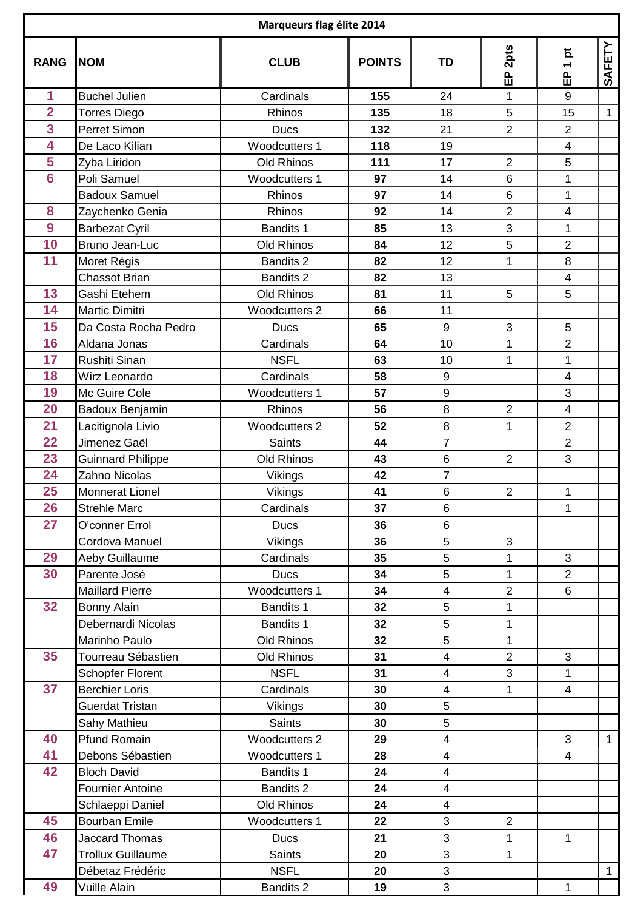| Marqueurs flag élite 2014 | | | | | | | |
|---|---|---|---|---|---|---|---|
| **RANG** | **NOM** | **CLUB** | **POINTS** | **TD** | **EP 2pts** | **EP 1 pt** | **SAFETY** |
| 1 | Buchel Julien | Cardinals | **155** | 24 | 1 | 9 | |
| 2 | Torres Diego | Rhinos | **135** | 18 | 5 | 15 | 1 |
| 3 | Perret Simon | Ducs | **132** | 21 | 2 | 2 | |
| 4 | De Laco Kilian | Woodcutters 1 | **118** | 19 | | 4 | |
| 5 | Zyba Liridon | Old Rhinos | **111** | 17 | 2 | 5 | |
| 6 | Poli Samuel | Woodcutters 1 | **97** | 14 | 6 | 1 | |
| | Badoux Samuel | Rhinos | **97** | 14 | 6 | 1 | |
| 8 | Zaychenko Genia | Rhinos | **92** | 14 | 2 | 4 | |
| 9 | Barbezat Cyril | Bandits 1 | **85** | 13 | 3 | 1 | |
| 10 | Bruno Jean-Luc | Old Rhinos | **84** | 12 | 5 | 2 | |
| 11 | Moret Régis | Bandits 2 | **82** | 12 | 1 | 8 | |
| | Chassot Brian | Bandits 2 | **82** | 13 | | 4 | |
| 13 | Gashi Etehem | Old Rhinos | **81** | 11 | 5 | 5 | |
| 14 | Martic Dimitri | Woodcutters 2 | **66** | 11 | | | |
| 15 | Da Costa Rocha Pedro | Ducs | **65** | 9 | 3 | 5 | |
| 16 | Aldana Jonas | Cardinals | **64** | 10 | 1 | 2 | |
| 17 | Rushiti Sinan | NSFL | **63** | 10 | 1 | 1 | |
| 18 | Wirz Leonardo | Cardinals | **58** | 9 | | 4 | |
| 19 | Mc Guire Cole | Woodcutters 1 | **57** | 9 | | 3 | |
| 20 | Badoux Benjamin | Rhinos | **56** | 8 | 2 | 4 | |
| 21 | Lacitignola Livio | Woodcutters 2 | **52** | 8 | 1 | 2 | |
| 22 | Jimenez Gaël | Saints | **44** | 7 | | 2 | |
| 23 | Guinnard Philippe | Old Rhinos | **43** | 6 | 2 | 3 | |
| 24 | Zahno Nicolas | Vikings | **42** | 7 | | | |
| 25 | Monnerat Lionel | Vikings | **41** | 6 | 2 | 1 | |
| 26 | Strehle Marc | Cardinals | **37** | 6 | | 1 | |
| 27 | O'conner Errol | Ducs | **36** | 6 | | | |
| | Cordova Manuel | Vikings | **36** | 5 | 3 | | |
| 29 | Aeby Guillaume | Cardinals | **35** | 5 | 1 | 3 | |
| 30 | Parente José | Ducs | **34** | 5 | 1 | 2 | |
| | Maillard Pierre | Woodcutters 1 | **34** | 4 | 2 | 6 | |
| 32 | Bonny Alain | Bandits 1 | **32** | 5 | 1 | | |
| | Debernardi Nicolas | Bandits 1 | **32** | 5 | 1 | | |
| | Marinho Paulo | Old Rhinos | **32** | 5 | 1 | | |
| 35 | Tourreau Sébastien | Old Rhinos | **31** | 4 | 2 | 3 | |
| | Schopfer Florent | NSFL | **31** | 4 | 3 | 1 | |
| 37 | Berchier Loris | Cardinals | **30** | 4 | 1 | 4 | |
| | Guerdat Tristan | Vikings | **30** | 5 | | | |
| | Sahy Mathieu | Saints | **30** | 5 | | | |
| 40 | Pfund Romain | Woodcutters 2 | **29** | 4 | | 3 | 1 |
| 41 | Debons Sébastien | Woodcutters 1 | **28** | 4 | | 4 | |
| 42 | Bloch David | Bandits 1 | **24** | 4 | | | |
| | Fournier Antoine | Bandits 2 | **24** | 4 | | | |
| | Schlaeppi Daniel | Old Rhinos | **24** | 4 | | | |
| 45 | Bourban Emile | Woodcutters 1 | **22** | 3 | 2 | | |
| 46 | Jaccard Thomas | Ducs | **21** | 3 | 1 | 1 | |
| 47 | Trollux Guillaume | Saints | **20** | 3 | 1 | | |
| | Débetaz Frédéric | NSFL | **20** | 3 | | | 1 |
| 49 | Vuille Alain | Bandits 2 | **19** | 3 | | 1 | |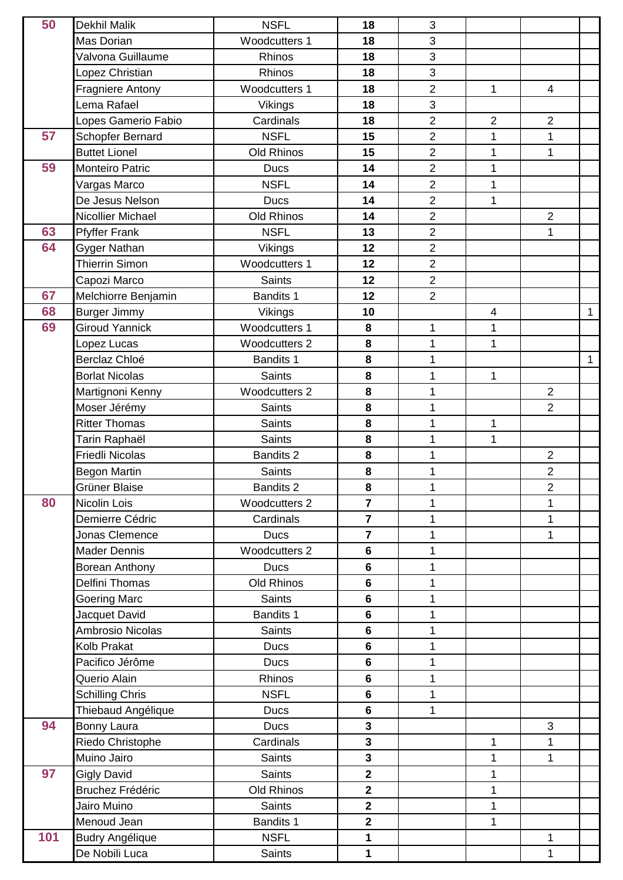| | | | | | | | |
|---|---|---|---|---|---|---|---|
| 50 | Dekhil Malik | NSFL | **18** | 3 | | | |
| | Mas Dorian | Woodcutters 1 | **18** | 3 | | | |
| | Valvona Guillaume | Rhinos | **18** | 3 | | | |
| | Lopez Christian | Rhinos | **18** | 3 | | | |
| | Fragniere Antony | Woodcutters 1 | **18** | 2 | 1 | 4 | |
| | Lema Rafael | Vikings | **18** | 3 | | | |
| | Lopes Gamerio Fabio | Cardinals | **18** | 2 | 2 | 2 | |
| 57 | Schopfer Bernard | NSFL | **15** | 2 | 1 | 1 | |
| | Buttet Lionel | Old Rhinos | **15** | 2 | 1 | 1 | |
| 59 | Monteiro Patric | Ducs | **14** | 2 | 1 | | |
| | Vargas Marco | NSFL | **14** | 2 | 1 | | |
| | De Jesus Nelson | Ducs | **14** | 2 | 1 | | |
| | Nicollier Michael | Old Rhinos | **14** | 2 | | 2 | |
| 63 | Pfyffer Frank | NSFL | **13** | 2 | | 1 | |
| 64 | Gyger Nathan | Vikings | **12** | 2 | | | |
| | Thierrin Simon | Woodcutters 1 | **12** | 2 | | | |
| | Capozi Marco | Saints | **12** | 2 | | | |
| 67 | Melchiorre Benjamin | Bandits 1 | **12** | 2 | | | |
| 68 | Burger Jimmy | Vikings | **10** | | 4 | | 1 |
| 69 | Giroud Yannick | Woodcutters 1 | **8** | 1 | 1 | | |
| | Lopez Lucas | Woodcutters 2 | **8** | 1 | 1 | | |
| | Berclaz Chloé | Bandits 1 | **8** | 1 | | | 1 |
| | Borlat Nicolas | Saints | **8** | 1 | 1 | | |
| | Martignoni Kenny | Woodcutters 2 | **8** | 1 | | 2 | |
| | Moser Jérémy | Saints | **8** | 1 | | 2 | |
| | Ritter Thomas | Saints | **8** | 1 | 1 | | |
| | Tarin Raphaël | Saints | **8** | 1 | 1 | | |
| | Friedli Nicolas | Bandits 2 | **8** | 1 | | 2 | |
| | Begon Martin | Saints | **8** | 1 | | 2 | |
| | Grüner Blaise | Bandits 2 | **8** | 1 | | 2 | |
| 80 | Nicolin Lois | Woodcutters 2 | **7** | 1 | | 1 | |
| | Demierre Cédric | Cardinals | **7** | 1 | | 1 | |
| | Jonas Clemence | Ducs | **7** | 1 | | 1 | |
| | Mader Dennis | Woodcutters 2 | **6** | 1 | | | |
| | Borean Anthony | Ducs | **6** | 1 | | | |
| | Delfini Thomas | Old Rhinos | **6** | 1 | | | |
| | Goering Marc | Saints | **6** | 1 | | | |
| | Jacquet David | Bandits 1 | **6** | 1 | | | |
| | Ambrosio Nicolas | Saints | **6** | 1 | | | |
| | Kolb Prakat | Ducs | **6** | 1 | | | |
| | Pacifico Jérôme | Ducs | **6** | 1 | | | |
| | Querio Alain | Rhinos | **6** | 1 | | | |
| | Schilling Chris | NSFL | **6** | 1 | | | |
| | Thiebaud Angélique | Ducs | **6** | 1 | | | |
| 94 | Bonny Laura | Ducs | **3** | | | 3 | |
| | Riedo Christophe | Cardinals | **3** | | 1 | 1 | |
| | Muino Jairo | Saints | **3** | | 1 | 1 | |
| 97 | Gigly David | Saints | **2** | | 1 | | |
| | Bruchez Frédéric | Old Rhinos | **2** | | 1 | | |
| | Jairo Muino | Saints | **2** | | 1 | | |
| | Menoud Jean | Bandits 1 | **2** | | 1 | | |
| 101 | Budry Angélique | NSFL | **1** | | | 1 | |
| | De Nobili Luca | Saints | **1** | | | 1 | |